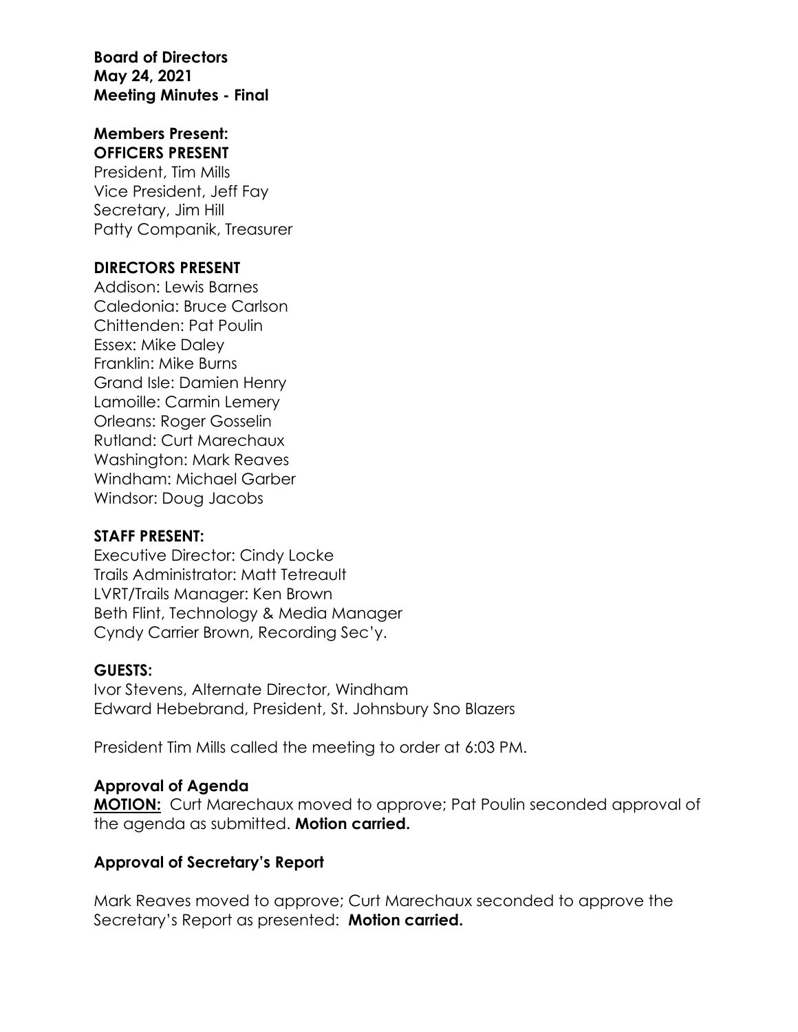**Board of Directors**
**May 24, 2021**
**Meeting Minutes - Final**

**Members Present:**
**OFFICERS PRESENT**
President, Tim Mills
Vice President, Jeff Fay
Secretary, Jim Hill
Patty Companik, Treasurer

**DIRECTORS PRESENT**
Addison: Lewis Barnes
Caledonia: Bruce Carlson
Chittenden: Pat Poulin
Essex: Mike Daley
Franklin: Mike Burns
Grand Isle: Damien Henry
Lamoille: Carmin Lemery
Orleans: Roger Gosselin
Rutland: Curt Marechaux
Washington: Mark Reaves
Windham: Michael Garber
Windsor: Doug Jacobs

**STAFF PRESENT:**
Executive Director: Cindy Locke
Trails Administrator: Matt Tetreault
LVRT/Trails Manager: Ken Brown
Beth Flint, Technology & Media Manager
Cyndy Carrier Brown, Recording Sec'y.

**GUESTS:**
Ivor Stevens, Alternate Director, Windham
Edward Hebebrand, President, St. Johnsbury Sno Blazers

President Tim Mills called the meeting to order at 6:03 PM.

**Approval of Agenda**
**MOTION:** Curt Marechaux moved to approve; Pat Poulin seconded approval of the agenda as submitted. **Motion carried.**

**Approval of Secretary's Report**

Mark Reaves moved to approve; Curt Marechaux seconded to approve the Secretary's Report as presented: **Motion carried.**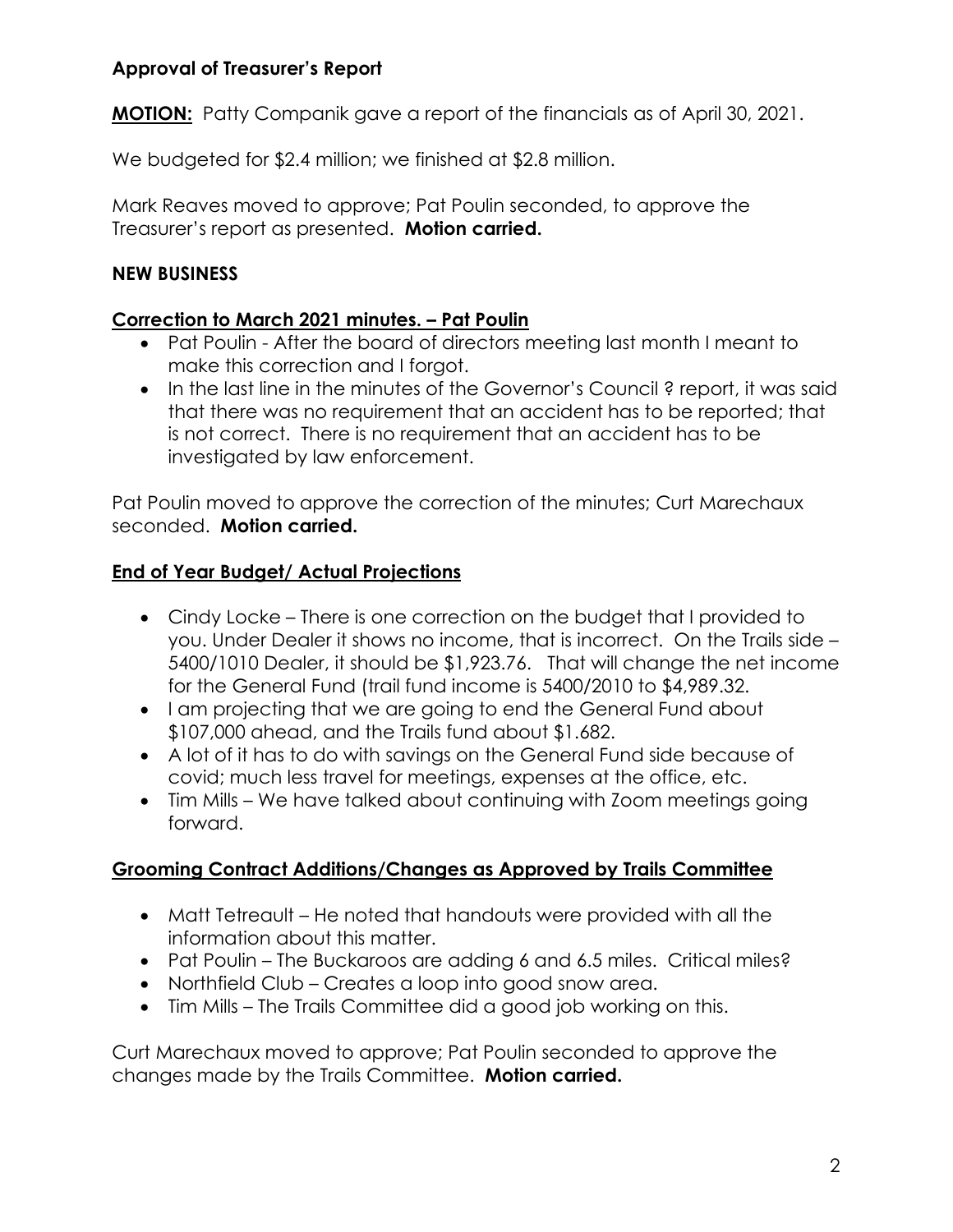### Approval of Treasurer's Report

**MOTION:** Patty Companik gave a report of the financials as of April 30, 2021.

We budgeted for $2.4 million; we finished at $2.8 million.

Mark Reaves moved to approve; Pat Poulin seconded, to approve the Treasurer's report as presented. **Motion carried.**

### NEW BUSINESS

#### Correction to March 2021 minutes. – Pat Poulin

- Pat Poulin - After the board of directors meeting last month I meant to make this correction and I forgot.
- In the last line in the minutes of the Governor's Council ? report, it was said that there was no requirement that an accident has to be reported; that is not correct. There is no requirement that an accident has to be investigated by law enforcement.

Pat Poulin moved to approve the correction of the minutes; Curt Marechaux seconded. **Motion carried.**

#### End of Year Budget/ Actual Projections

- Cindy Locke – There is one correction on the budget that I provided to you. Under Dealer it shows no income, that is incorrect. On the Trails side – 5400/1010 Dealer, it should be $1,923.76. That will change the net income for the General Fund (trail fund income is 5400/2010 to $4,989.32.
- I am projecting that we are going to end the General Fund about $107,000 ahead, and the Trails fund about $1.682.
- A lot of it has to do with savings on the General Fund side because of covid; much less travel for meetings, expenses at the office, etc.
- Tim Mills – We have talked about continuing with Zoom meetings going forward.

#### Grooming Contract Additions/Changes as Approved by Trails Committee

- Matt Tetreault – He noted that handouts were provided with all the information about this matter.
- Pat Poulin – The Buckaroos are adding 6 and 6.5 miles. Critical miles?
- Northfield Club – Creates a loop into good snow area.
- Tim Mills – The Trails Committee did a good job working on this.

Curt Marechaux moved to approve; Pat Poulin seconded to approve the changes made by the Trails Committee. **Motion carried.**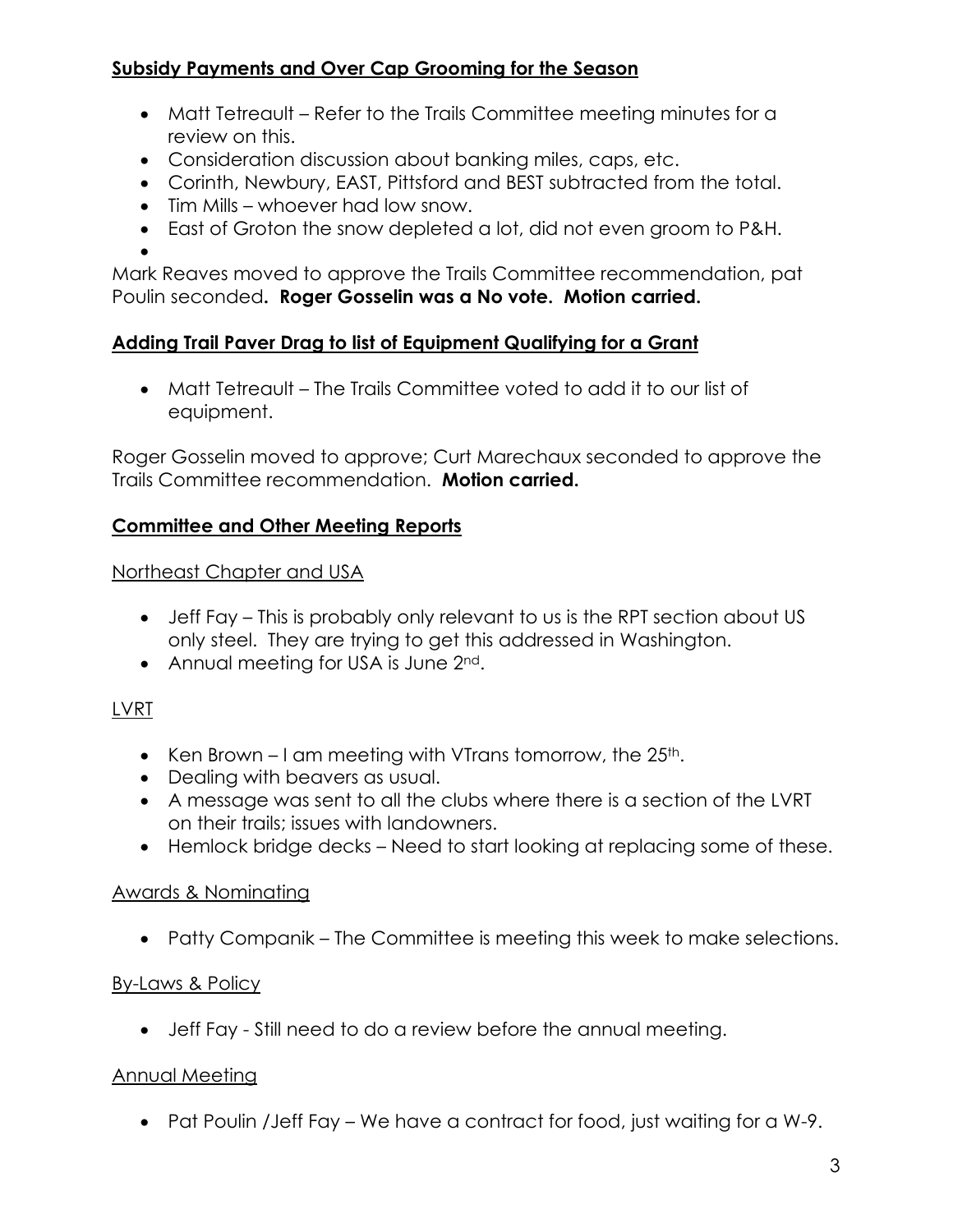## **Subsidy Payments and Over Cap Grooming for the Season**

- Matt Tetreault – Refer to the Trails Committee meeting minutes for a review on this.
- Consideration discussion about banking miles, caps, etc.
- Corinth, Newbury, EAST, Pittsford and BEST subtracted from the total.
- Tim Mills – whoever had low snow.
- East of Groton the snow depleted a lot, did not even groom to P&H.
-

Mark Reaves moved to approve the Trails Committee recommendation, pat Poulin seconded**. Roger Gosselin was a No vote. Motion carried.**

## **Adding Trail Paver Drag to list of Equipment Qualifying for a Grant**

- Matt Tetreault – The Trails Committee voted to add it to our list of equipment.

Roger Gosselin moved to approve; Curt Marechaux seconded to approve the Trails Committee recommendation. **Motion carried.**

## **Committee and Other Meeting Reports**

### Northeast Chapter and USA

- Jeff Fay – This is probably only relevant to us is the RPT section about US only steel. They are trying to get this addressed in Washington.
- Annual meeting for USA is June 2nd.

### LVRT

- Ken Brown – I am meeting with VTrans tomorrow, the 25th.
- Dealing with beavers as usual.
- A message was sent to all the clubs where there is a section of the LVRT on their trails; issues with landowners.
- Hemlock bridge decks – Need to start looking at replacing some of these.

### Awards & Nominating

- Patty Companik – The Committee is meeting this week to make selections.

### By-Laws & Policy

- Jeff Fay - Still need to do a review before the annual meeting.

### Annual Meeting

- Pat Poulin /Jeff Fay – We have a contract for food, just waiting for a W-9.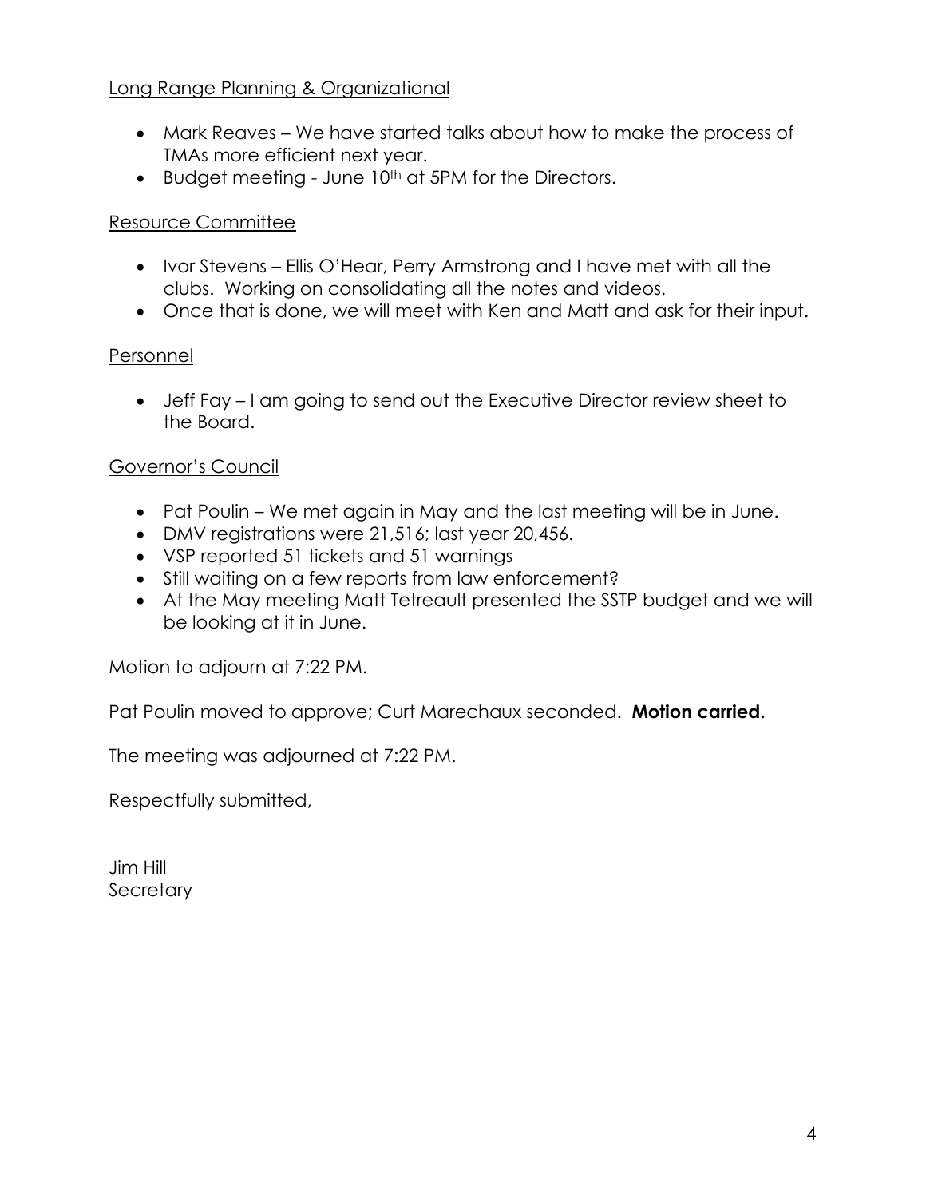## Long Range Planning & Organizational

- Mark Reaves – We have started talks about how to make the process of TMAs more efficient next year.
- Budget meeting - June 10th at 5PM for the Directors.

## Resource Committee

- Ivor Stevens – Ellis O'Hear, Perry Armstrong and I have met with all the clubs. Working on consolidating all the notes and videos.
- Once that is done, we will meet with Ken and Matt and ask for their input.

## Personnel

- Jeff Fay – I am going to send out the Executive Director review sheet to the Board.

## Governor's Council

- Pat Poulin – We met again in May and the last meeting will be in June.
- DMV registrations were 21,516; last year 20,456.
- VSP reported 51 tickets and 51 warnings
- Still waiting on a few reports from law enforcement?
- At the May meeting Matt Tetreault presented the SSTP budget and we will be looking at it in June.

Motion to adjourn at 7:22 PM.

Pat Poulin moved to approve; Curt Marechaux seconded. **Motion carried.**

The meeting was adjourned at 7:22 PM.

Respectfully submitted,

Jim Hill
Secretary